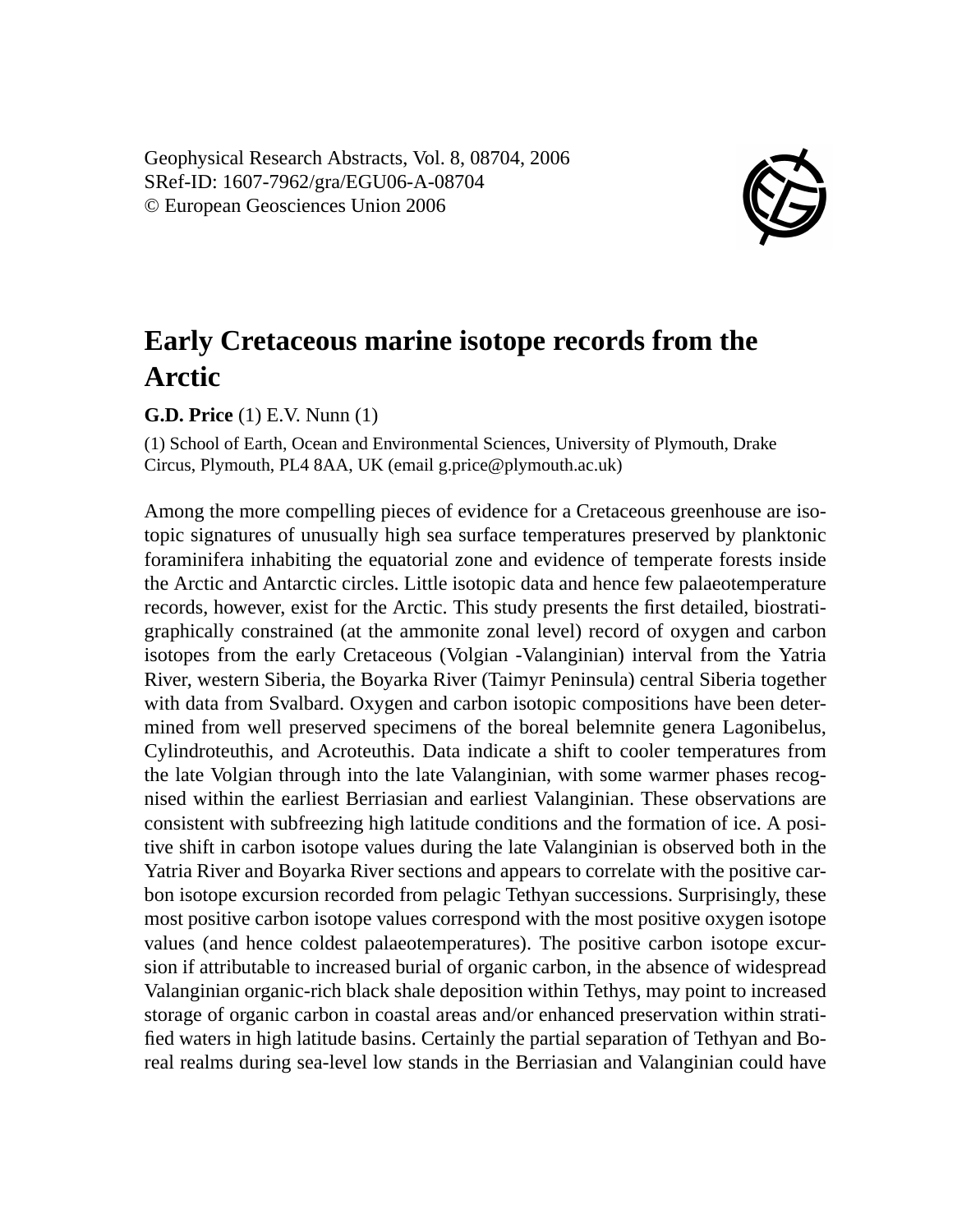Geophysical Research Abstracts, Vol. 8, 08704, 2006
SRef-ID: 1607-7962/gra/EGU06-A-08704
© European Geosciences Union 2006

# Early Cretaceous marine isotope records from the Arctic

**G.D. Price** (1) E.V. Nunn (1)

(1) School of Earth, Ocean and Environmental Sciences, University of Plymouth, Drake Circus, Plymouth, PL4 8AA, UK (email g.price@plymouth.ac.uk)

Among the more compelling pieces of evidence for a Cretaceous greenhouse are isotopic signatures of unusually high sea surface temperatures preserved by planktonic foraminifera inhabiting the equatorial zone and evidence of temperate forests inside the Arctic and Antarctic circles. Little isotopic data and hence few palaeotemperature records, however, exist for the Arctic. This study presents the first detailed, biostratigraphically constrained (at the ammonite zonal level) record of oxygen and carbon isotopes from the early Cretaceous (Volgian -Valanginian) interval from the Yatria River, western Siberia, the Boyarka River (Taimyr Peninsula) central Siberia together with data from Svalbard. Oxygen and carbon isotopic compositions have been determined from well preserved specimens of the boreal belemnite genera Lagonibelus, Cylindroteuthis, and Acroteuthis. Data indicate a shift to cooler temperatures from the late Volgian through into the late Valanginian, with some warmer phases recognised within the earliest Berriasian and earliest Valanginian. These observations are consistent with subfreezing high latitude conditions and the formation of ice. A positive shift in carbon isotope values during the late Valanginian is observed both in the Yatria River and Boyarka River sections and appears to correlate with the positive carbon isotope excursion recorded from pelagic Tethyan successions. Surprisingly, these most positive carbon isotope values correspond with the most positive oxygen isotope values (and hence coldest palaeotemperatures). The positive carbon isotope excursion if attributable to increased burial of organic carbon, in the absence of widespread Valanginian organic-rich black shale deposition within Tethys, may point to increased storage of organic carbon in coastal areas and/or enhanced preservation within stratified waters in high latitude basins. Certainly the partial separation of Tethyan and Boreal realms during sea-level low stands in the Berriasian and Valanginian could have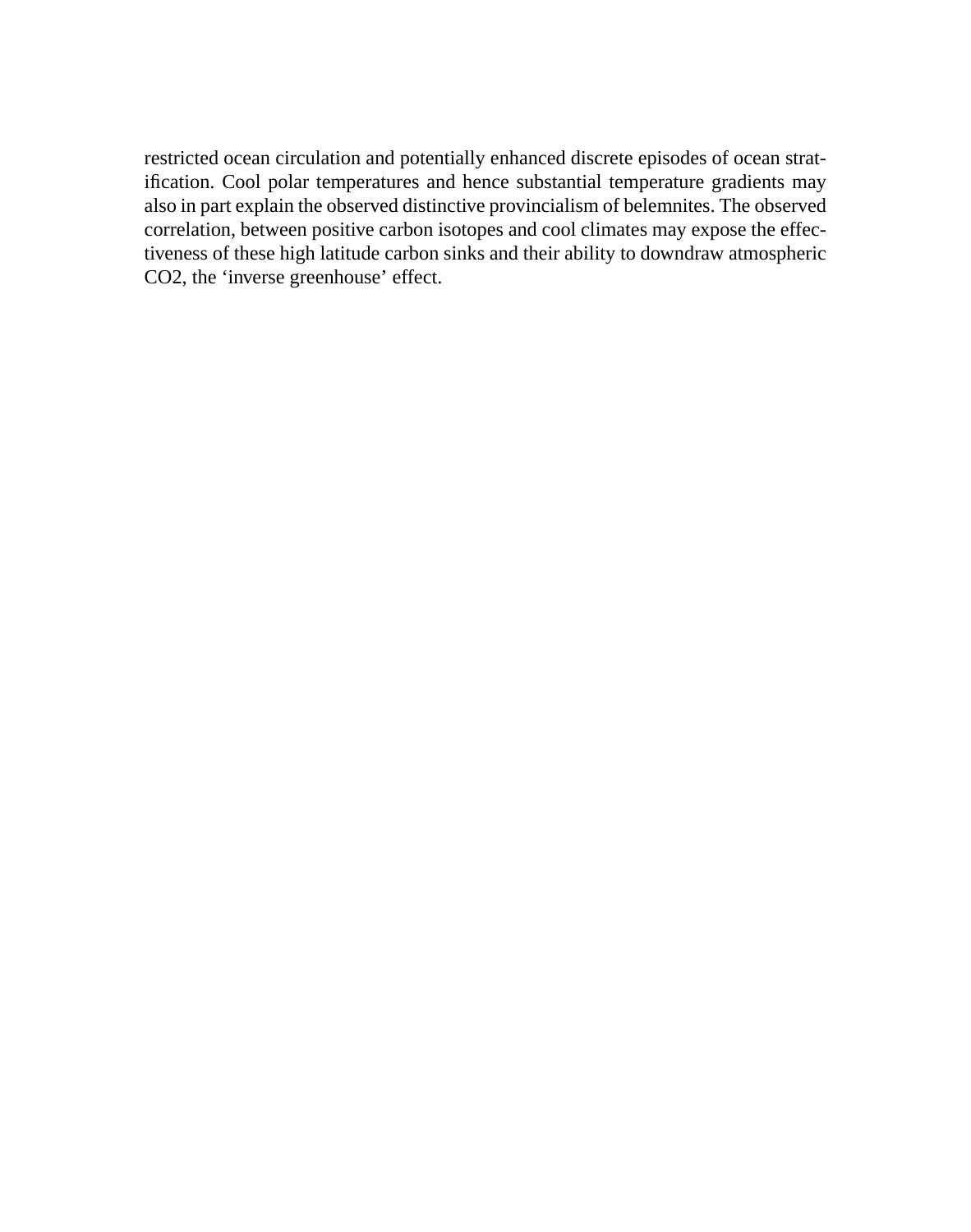restricted ocean circulation and potentially enhanced discrete episodes of ocean stratification. Cool polar temperatures and hence substantial temperature gradients may also in part explain the observed distinctive provincialism of belemnites. The observed correlation, between positive carbon isotopes and cool climates may expose the effectiveness of these high latitude carbon sinks and their ability to downdraw atmospheric $CO_2$, the ‘inverse greenhouse’ effect.